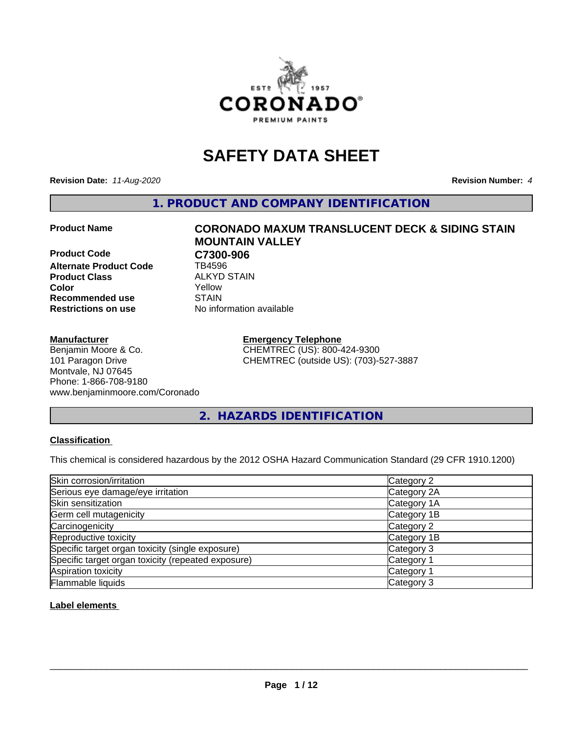# SAFETY DATA SHEET

**Revision Date:** *11-Aug-2020*

**Revision Number:** *4*

## 1. PRODUCT AND COMPANY IDENTIFICATION

| | |
|---|---|
| **Product Name** | **CORONADO MAXUM TRANSLUCENT DECK & SIDING STAIN MOUNTAIN VALLEY** |
| **Product Code** | **C7300-906** |
| **Alternate Product Code** | TB4596 |
| **Product Class** | ALKYD STAIN |
| **Color** | Yellow |
| **Recommended use** | STAIN |
| **Restrictions on use** | No information available |

**Manufacturer**
Benjamin Moore & Co.
101 Paragon Drive
Montvale, NJ 07645
Phone: 1-866-708-9180
www.benjaminmoore.com/Coronado

**Emergency Telephone**
CHEMTREC (US): 800-424-9300
CHEMTREC (outside US): (703)-527-3887

## 2. HAZARDS IDENTIFICATION

**Classification**

This chemical is considered hazardous by the 2012 OSHA Hazard Communication Standard (29 CFR 1910.1200)

| | |
|---|---|
| Skin corrosion/irritation | Category 2 |
| Serious eye damage/eye irritation | Category 2A |
| Skin sensitization | Category 1A |
| Germ cell mutagenicity | Category 1B |
| Carcinogenicity | Category 2 |
| Reproductive toxicity | Category 1B |
| Specific target organ toxicity (single exposure) | Category 3 |
| Specific target organ toxicity (repeated exposure) | Category 1 |
| Aspiration toxicity | Category 1 |
| Flammable liquids | Category 3 |

**Label elements**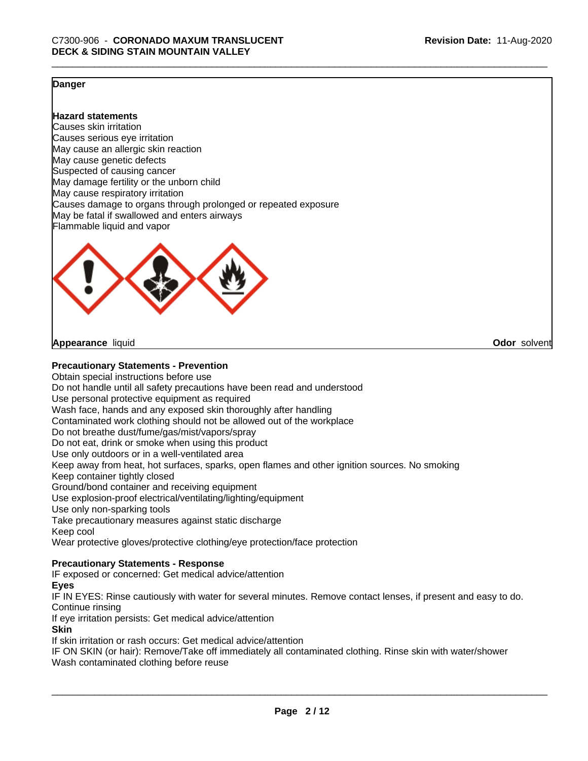**Danger**

**Hazard statements**
Causes skin irritation
Causes serious eye irritation
May cause an allergic skin reaction
May cause genetic defects
Suspected of causing cancer
May damage fertility or the unborn child
May cause respiratory irritation
Causes damage to organs through prolonged or repeated exposure
May be fatal if swallowed and enters airways
Flammable liquid and vapor

**Appearance** liquid **Odor** solvent

**Precautionary Statements - Prevention**
Obtain special instructions before use
Do not handle until all safety precautions have been read and understood
Use personal protective equipment as required
Wash face, hands and any exposed skin thoroughly after handling
Contaminated work clothing should not be allowed out of the workplace
Do not breathe dust/fume/gas/mist/vapors/spray
Do not eat, drink or smoke when using this product
Use only outdoors or in a well-ventilated area
Keep away from heat, hot surfaces, sparks, open flames and other ignition sources. No smoking
Keep container tightly closed
Ground/bond container and receiving equipment
Use explosion-proof electrical/ventilating/lighting/equipment
Use only non-sparking tools
Take precautionary measures against static discharge
Keep cool
Wear protective gloves/protective clothing/eye protection/face protection

**Precautionary Statements - Response**
IF exposed or concerned: Get medical advice/attention
**Eyes**
IF IN EYES: Rinse cautiously with water for several minutes. Remove contact lenses, if present and easy to do. Continue rinsing
If eye irritation persists: Get medical advice/attention
**Skin**
If skin irritation or rash occurs: Get medical advice/attention
IF ON SKIN (or hair): Remove/Take off immediately all contaminated clothing. Rinse skin with water/shower
Wash contaminated clothing before reuse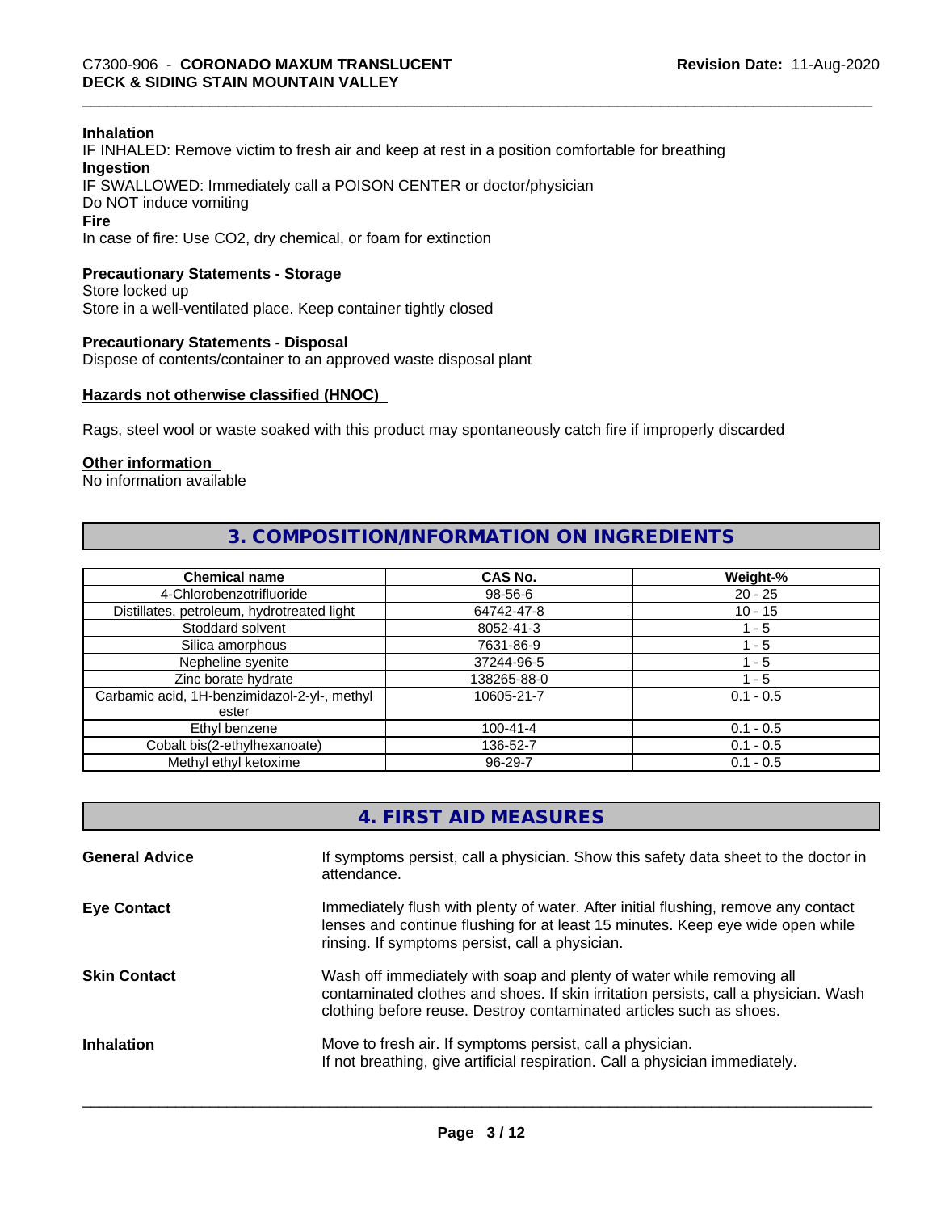**Inhalation**

IF INHALED: Remove victim to fresh air and keep at rest in a position comfortable for breathing

**Ingestion**

IF SWALLOWED: Immediately call a POISON CENTER or doctor/physician

Do NOT induce vomiting

**Fire**

In case of fire: Use CO2, dry chemical, or foam for extinction

**Precautionary Statements - Storage**

Store locked up

Store in a well-ventilated place. Keep container tightly closed

**Precautionary Statements - Disposal**

Dispose of contents/container to an approved waste disposal plant

**Hazards not otherwise classified (HNOC)**

Rags, steel wool or waste soaked with this product may spontaneously catch fire if improperly discarded

**Other information**

No information available

## 3. COMPOSITION/INFORMATION ON INGREDIENTS

| Chemical name | CAS No. | Weight-% |
| --- | --- | --- |
| 4-Chlorobenzotrifluoride | 98-56-6 | 20 - 25 |
| Distillates, petroleum, hydrotreated light | 64742-47-8 | 10 - 15 |
| Stoddard solvent | 8052-41-3 | 1 - 5 |
| Silica amorphous | 7631-86-9 | 1 - 5 |
| Nepheline syenite | 37244-96-5 | 1 - 5 |
| Zinc borate hydrate | 138265-88-0 | 1 - 5 |
| Carbamic acid, 1H-benzimidazol-2-yl-, methyl ester | 10605-21-7 | 0.1 - 0.5 |
| Ethyl benzene | 100-41-4 | 0.1 - 0.5 |
| Cobalt bis(2-ethylhexanoate) | 136-52-7 | 0.1 - 0.5 |
| Methyl ethyl ketoxime | 96-29-7 | 0.1 - 0.5 |

## 4. FIRST AID MEASURES

**General Advice** — If symptoms persist, call a physician. Show this safety data sheet to the doctor in attendance.

**Eye Contact** — Immediately flush with plenty of water. After initial flushing, remove any contact lenses and continue flushing for at least 15 minutes. Keep eye wide open while rinsing. If symptoms persist, call a physician.

**Skin Contact** — Wash off immediately with soap and plenty of water while removing all contaminated clothes and shoes. If skin irritation persists, call a physician. Wash clothing before reuse. Destroy contaminated articles such as shoes.

**Inhalation** — Move to fresh air. If symptoms persist, call a physician. If not breathing, give artificial respiration. Call a physician immediately.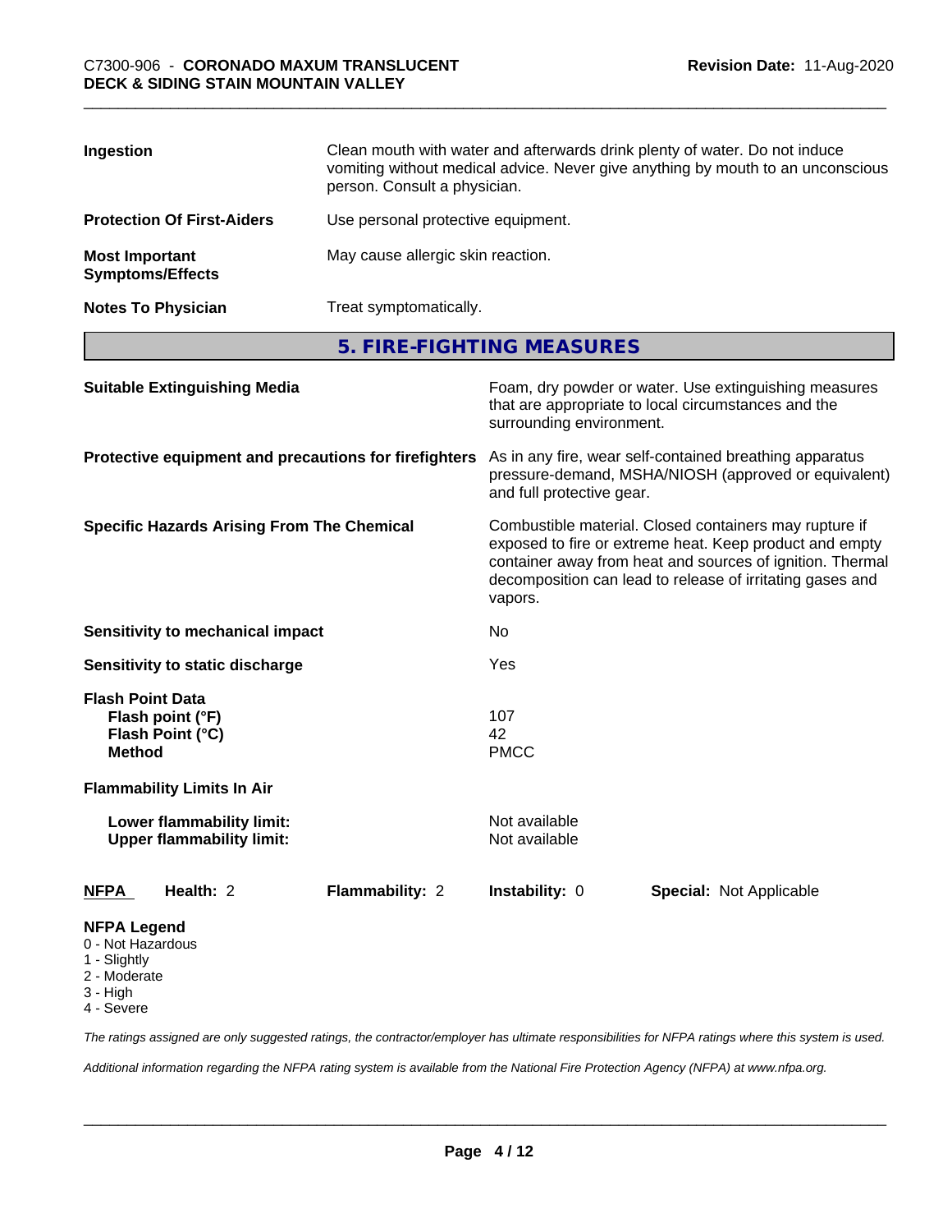| | |
|---|---|
| **Ingestion** | Clean mouth with water and afterwards drink plenty of water. Do not induce vomiting without medical advice. Never give anything by mouth to an unconscious person. Consult a physician. |
| **Protection Of First-Aiders** | Use personal protective equipment. |
| **Most Important Symptoms/Effects** | May cause allergic skin reaction. |
| **Notes To Physician** | Treat symptomatically. |

## 5. FIRE-FIGHTING MEASURES

| | |
|---|---|
| **Suitable Extinguishing Media** | Foam, dry powder or water. Use extinguishing measures that are appropriate to local circumstances and the surrounding environment. |
| **Protective equipment and precautions for firefighters** | As in any fire, wear self-contained breathing apparatus pressure-demand, MSHA/NIOSH (approved or equivalent) and full protective gear. |
| **Specific Hazards Arising From The Chemical** | Combustible material. Closed containers may rupture if exposed to fire or extreme heat. Keep product and empty container away from heat and sources of ignition. Thermal decomposition can lead to release of irritating gases and vapors. |
| **Sensitivity to mechanical impact** | No |
| **Sensitivity to static discharge** | Yes |
| **Flash Point Data** | |
| **Flash point (°F)** | 107 |
| **Flash Point (°C)** | 42 |
| **Method** | PMCC |
| **Flammability Limits In Air** | |
| **Lower flammability limit:** | Not available |
| **Upper flammability limit:** | Not available |

| **NFPA** | **Health:** 2 | **Flammability:** 2 | **Instability:** 0 | **Special:** Not Applicable |
|---|---|---|---|---|

**NFPA Legend**
0 - Not Hazardous
1 - Slightly
2 - Moderate
3 - High
4 - Severe

*The ratings assigned are only suggested ratings, the contractor/employer has ultimate responsibilities for NFPA ratings where this system is used.*

*Additional information regarding the NFPA rating system is available from the National Fire Protection Agency (NFPA) at www.nfpa.org.*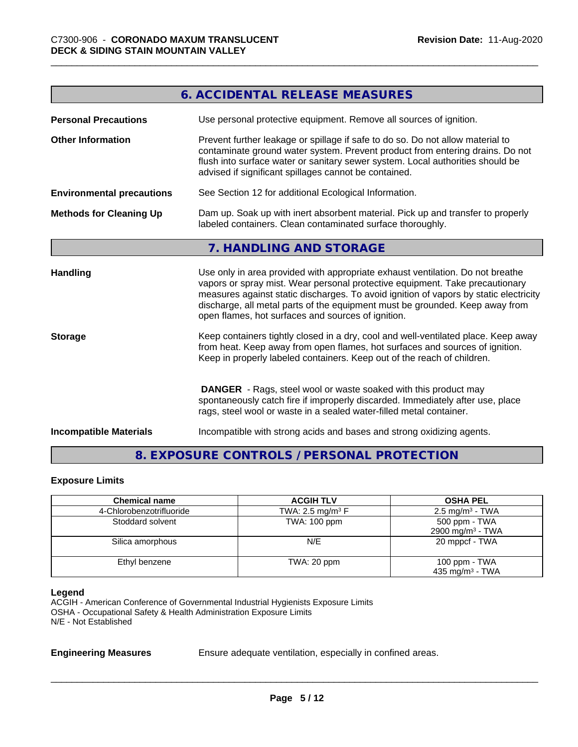## 6. ACCIDENTAL RELEASE MEASURES

**Personal Precautions** Use personal protective equipment. Remove all sources of ignition.

**Other Information** Prevent further leakage or spillage if safe to do so. Do not allow material to contaminate ground water system. Prevent product from entering drains. Do not flush into surface water or sanitary sewer system. Local authorities should be advised if significant spillages cannot be contained.

**Environmental precautions** See Section 12 for additional Ecological Information.

**Methods for Cleaning Up** Dam up. Soak up with inert absorbent material. Pick up and transfer to properly labeled containers. Clean contaminated surface thoroughly.

## 7. HANDLING AND STORAGE

**Handling** Use only in area provided with appropriate exhaust ventilation. Do not breathe vapors or spray mist. Wear personal protective equipment. Take precautionary measures against static discharges. To avoid ignition of vapors by static electricity discharge, all metal parts of the equipment must be grounded. Keep away from open flames, hot surfaces and sources of ignition.

**Storage** Keep containers tightly closed in a dry, cool and well-ventilated place. Keep away from heat. Keep away from open flames, hot surfaces and sources of ignition. Keep in properly labeled containers. Keep out of the reach of children.

**DANGER** - Rags, steel wool or waste soaked with this product may spontaneously catch fire if improperly discarded. Immediately after use, place rags, steel wool or waste in a sealed water-filled metal container.

**Incompatible Materials** Incompatible with strong acids and bases and strong oxidizing agents.

## 8. EXPOSURE CONTROLS / PERSONAL PROTECTION

### Exposure Limits

| Chemical name | ACGIH TLV | OSHA PEL |
|---|---|---|
| 4-Chlorobenzotrifluoride | TWA: 2.5 mg/m³ F | 2.5 mg/m³ - TWA |
| Stoddard solvent | TWA: 100 ppm | 500 ppm - TWA<br>2900 mg/m³ - TWA |
| Silica amorphous | N/E | 20 mppcf - TWA |
| Ethyl benzene | TWA: 20 ppm | 100 ppm - TWA<br>435 mg/m³ - TWA |

**Legend**
ACGIH - American Conference of Governmental Industrial Hygienists Exposure Limits
OSHA - Occupational Safety & Health Administration Exposure Limits
N/E - Not Established

**Engineering Measures** Ensure adequate ventilation, especially in confined areas.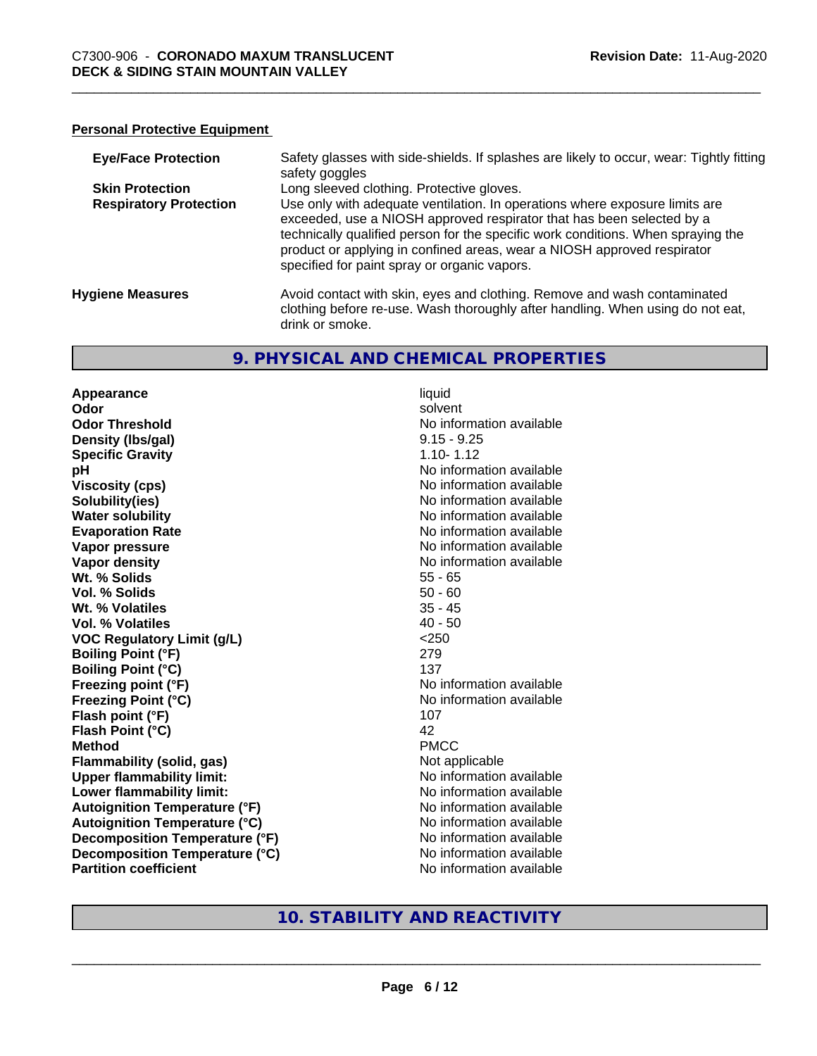**Personal Protective Equipment**

| | |
|---|---|
| **Eye/Face Protection** | Safety glasses with side-shields. If splashes are likely to occur, wear: Tightly fitting safety goggles |
| **Skin Protection** | Long sleeved clothing. Protective gloves. |
| **Respiratory Protection** | Use only with adequate ventilation. In operations where exposure limits are exceeded, use a NIOSH approved respirator that has been selected by a technically qualified person for the specific work conditions. When spraying the product or applying in confined areas, wear a NIOSH approved respirator specified for paint spray or organic vapors. |
| **Hygiene Measures** | Avoid contact with skin, eyes and clothing. Remove and wash contaminated clothing before re-use. Wash thoroughly after handling. When using do not eat, drink or smoke. |

## 9. PHYSICAL AND CHEMICAL PROPERTIES

| | |
|---|---|
| **Appearance** | liquid |
| **Odor** | solvent |
| **Odor Threshold** | No information available |
| **Density (lbs/gal)** | 9.15 - 9.25 |
| **Specific Gravity** | 1.10- 1.12 |
| **pH** | No information available |
| **Viscosity (cps)** | No information available |
| **Solubility(ies)** | No information available |
| **Water solubility** | No information available |
| **Evaporation Rate** | No information available |
| **Vapor pressure** | No information available |
| **Vapor density** | No information available |
| **Wt. % Solids** | 55 - 65 |
| **Vol. % Solids** | 50 - 60 |
| **Wt. % Volatiles** | 35 - 45 |
| **Vol. % Volatiles** | 40 - 50 |
| **VOC Regulatory Limit (g/L)** | <250 |
| **Boiling Point (°F)** | 279 |
| **Boiling Point (°C)** | 137 |
| **Freezing point (°F)** | No information available |
| **Freezing Point (°C)** | No information available |
| **Flash point (°F)** | 107 |
| **Flash Point (°C)** | 42 |
| **Method** | PMCC |
| **Flammability (solid, gas)** | Not applicable |
| **Upper flammability limit:** | No information available |
| **Lower flammability limit:** | No information available |
| **Autoignition Temperature (°F)** | No information available |
| **Autoignition Temperature (°C)** | No information available |
| **Decomposition Temperature (°F)** | No information available |
| **Decomposition Temperature (°C)** | No information available |
| **Partition coefficient** | No information available |

## 10. STABILITY AND REACTIVITY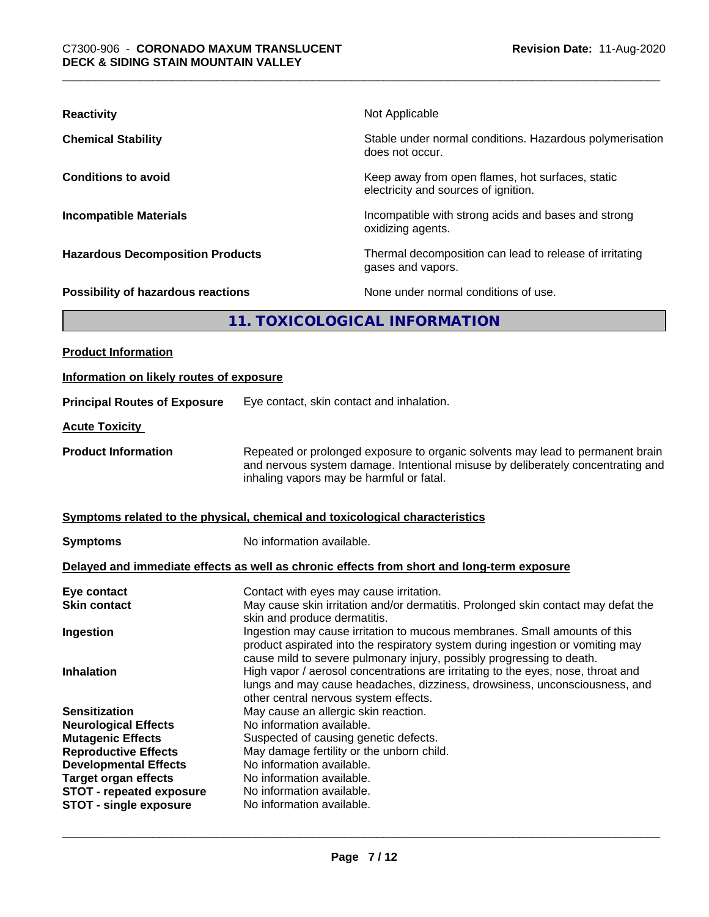| | |
|---|---|
| **Reactivity** | Not Applicable |
| **Chemical Stability** | Stable under normal conditions. Hazardous polymerisation does not occur. |
| **Conditions to avoid** | Keep away from open flames, hot surfaces, static electricity and sources of ignition. |
| **Incompatible Materials** | Incompatible with strong acids and bases and strong oxidizing agents. |
| **Hazardous Decomposition Products** | Thermal decomposition can lead to release of irritating gases and vapors. |
| **Possibility of hazardous reactions** | None under normal conditions of use. |

## 11. TOXICOLOGICAL INFORMATION

**Product Information**

**Information on likely routes of exposure**

**Principal Routes of Exposure** Eye contact, skin contact and inhalation.

**Acute Toxicity**

**Product Information** Repeated or prolonged exposure to organic solvents may lead to permanent brain and nervous system damage. Intentional misuse by deliberately concentrating and inhaling vapors may be harmful or fatal.

**Symptoms related to the physical, chemical and toxicological characteristics**

**Symptoms** No information available.

**Delayed and immediate effects as well as chronic effects from short and long-term exposure**

| | |
|---|---|
| **Eye contact** | Contact with eyes may cause irritation. |
| **Skin contact** | May cause skin irritation and/or dermatitis. Prolonged skin contact may defat the skin and produce dermatitis. |
| **Ingestion** | Ingestion may cause irritation to mucous membranes. Small amounts of this product aspirated into the respiratory system during ingestion or vomiting may cause mild to severe pulmonary injury, possibly progressing to death. |
| **Inhalation** | High vapor / aerosol concentrations are irritating to the eyes, nose, throat and lungs and may cause headaches, dizziness, drowsiness, unconsciousness, and other central nervous system effects. |
| **Sensitization** | May cause an allergic skin reaction. |
| **Neurological Effects** | No information available. |
| **Mutagenic Effects** | Suspected of causing genetic defects. |
| **Reproductive Effects** | May damage fertility or the unborn child. |
| **Developmental Effects** | No information available. |
| **Target organ effects** | No information available. |
| **STOT - repeated exposure** | No information available. |
| **STOT - single exposure** | No information available. |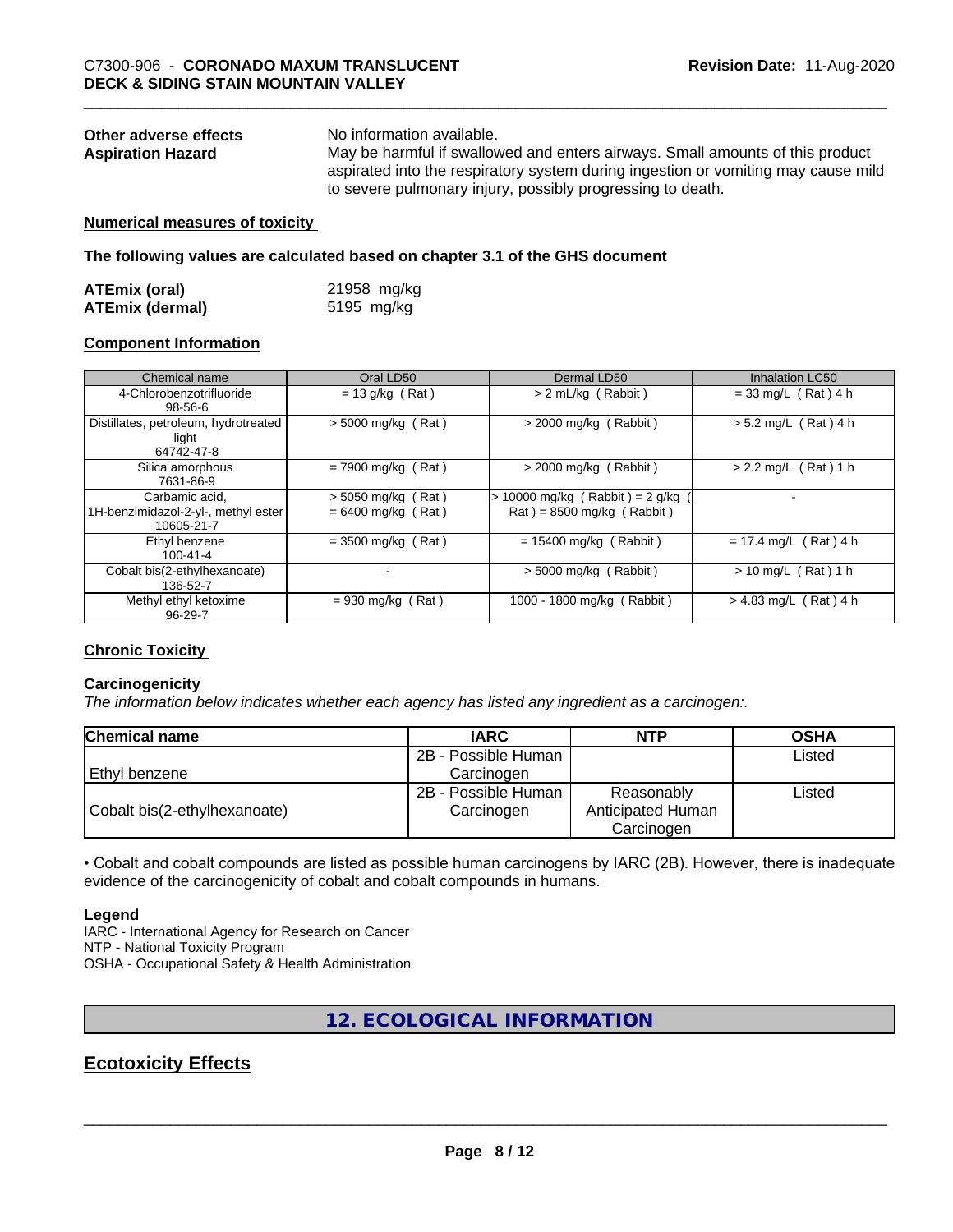| | |
|---|---|
| **Other adverse effects** | No information available. |
| **Aspiration Hazard** | May be harmful if swallowed and enters airways. Small amounts of this product aspirated into the respiratory system during ingestion or vomiting may cause mild to severe pulmonary injury, possibly progressing to death. |

**Numerical measures of toxicity**

**The following values are calculated based on chapter 3.1 of the GHS document**

| | |
|---|---|
| **ATEmix (oral)** | 21958 mg/kg |
| **ATEmix (dermal)** | 5195 mg/kg |

**Component Information**

| Chemical name | Oral LD50 | Dermal LD50 | Inhalation LC50 |
|---|---|---|---|
| 4-Chlorobenzotrifluoride<br>98-56-6 | = 13 g/kg ( Rat ) | > 2 mL/kg ( Rabbit ) | = 33 mg/L ( Rat ) 4 h |
| Distillates, petroleum, hydrotreated light<br>64742-47-8 | > 5000 mg/kg ( Rat ) | > 2000 mg/kg ( Rabbit ) | > 5.2 mg/L ( Rat ) 4 h |
| Silica amorphous<br>7631-86-9 | = 7900 mg/kg ( Rat ) | > 2000 mg/kg ( Rabbit ) | > 2.2 mg/L ( Rat ) 1 h |
| Carbamic acid, 1H-benzimidazol-2-yl-, methyl ester<br>10605-21-7 | > 5050 mg/kg ( Rat )<br>= 6400 mg/kg ( Rat ) | > 10000 mg/kg ( Rabbit ) = 2 g/kg ( Rat ) = 8500 mg/kg ( Rabbit ) | - |
| Ethyl benzene<br>100-41-4 | = 3500 mg/kg ( Rat ) | = 15400 mg/kg ( Rabbit ) | = 17.4 mg/L ( Rat ) 4 h |
| Cobalt bis(2-ethylhexanoate)<br>136-52-7 | - | > 5000 mg/kg ( Rabbit ) | > 10 mg/L ( Rat ) 1 h |
| Methyl ethyl ketoxime<br>96-29-7 | = 930 mg/kg ( Rat ) | 1000 - 1800 mg/kg ( Rabbit ) | > 4.83 mg/L ( Rat ) 4 h |

**Chronic Toxicity**

**Carcinogenicity**

*The information below indicates whether each agency has listed any ingredient as a carcinogen:.*

| Chemical name | IARC | NTP | OSHA |
|---|---|---|---|
| Ethyl benzene | 2B - Possible Human Carcinogen | | Listed |
| Cobalt bis(2-ethylhexanoate) | 2B - Possible Human Carcinogen | Reasonably Anticipated Human Carcinogen | Listed |

• Cobalt and cobalt compounds are listed as possible human carcinogens by IARC (2B). However, there is inadequate evidence of the carcinogenicity of cobalt and cobalt compounds in humans.

**Legend**

IARC - International Agency for Research on Cancer
NTP - National Toxicity Program
OSHA - Occupational Safety & Health Administration

## 12. ECOLOGICAL INFORMATION

## Ecotoxicity Effects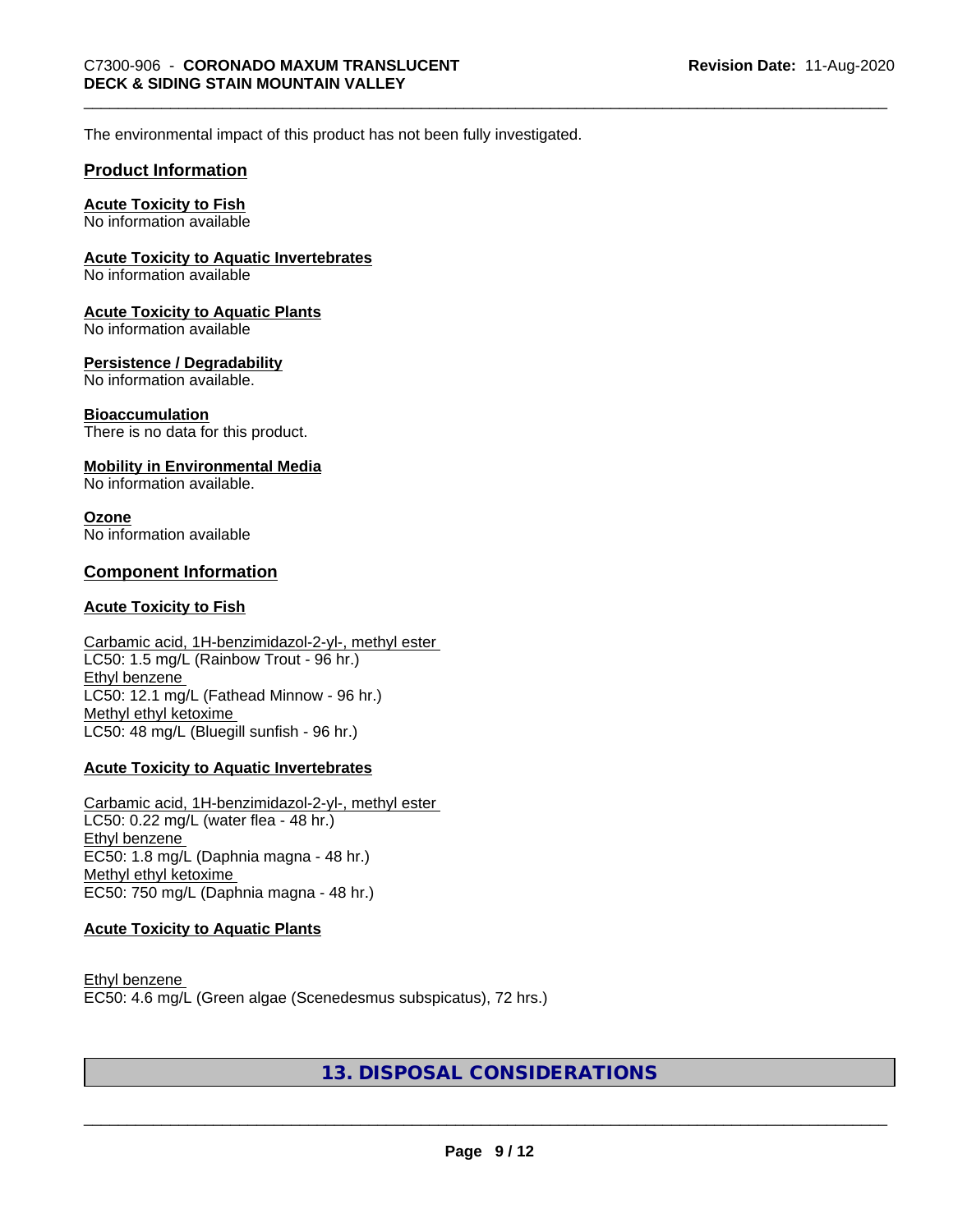The environmental impact of this product has not been fully investigated.

## Product Information

**Acute Toxicity to Fish**
No information available

**Acute Toxicity to Aquatic Invertebrates**
No information available

**Acute Toxicity to Aquatic Plants**
No information available

**Persistence / Degradability**
No information available.

**Bioaccumulation**
There is no data for this product.

**Mobility in Environmental Media**
No information available.

**Ozone**
No information available

## Component Information

**Acute Toxicity to Fish**

Carbamic acid, 1H-benzimidazol-2-yl-, methyl ester
LC50: 1.5 mg/L (Rainbow Trout - 96 hr.)
Ethyl benzene
LC50: 12.1 mg/L (Fathead Minnow - 96 hr.)
Methyl ethyl ketoxime
LC50: 48 mg/L (Bluegill sunfish - 96 hr.)

**Acute Toxicity to Aquatic Invertebrates**

Carbamic acid, 1H-benzimidazol-2-yl-, methyl ester
LC50: 0.22 mg/L (water flea - 48 hr.)
Ethyl benzene
EC50: 1.8 mg/L (Daphnia magna - 48 hr.)
Methyl ethyl ketoxime
EC50: 750 mg/L (Daphnia magna - 48 hr.)

**Acute Toxicity to Aquatic Plants**

Ethyl benzene
EC50: 4.6 mg/L (Green algae (Scenedesmus subspicatus), 72 hrs.)

# 13. DISPOSAL CONSIDERATIONS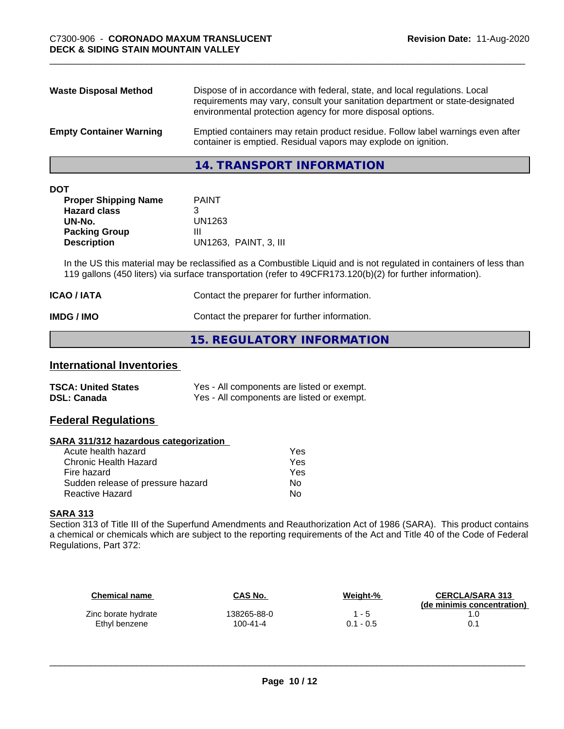| | |
|---|---|
| **Waste Disposal Method** | Dispose of in accordance with federal, state, and local regulations. Local requirements may vary, consult your sanitation department or state-designated environmental protection agency for more disposal options. |
| **Empty Container Warning** | Emptied containers may retain product residue. Follow label warnings even after container is emptied. Residual vapors may explode on ignition. |

## 14. TRANSPORT INFORMATION

**DOT**

| | |
|---|---|
| **Proper Shipping Name** | PAINT |
| **Hazard class** | 3 |
| **UN-No.** | UN1263 |
| **Packing Group** | III |
| **Description** | UN1263, PAINT, 3, III |

In the US this material may be reclassified as a Combustible Liquid and is not regulated in containers of less than 119 gallons (450 liters) via surface transportation (refer to 49CFR173.120(b)(2) for further information).

| | |
|---|---|
| **ICAO / IATA** | Contact the preparer for further information. |
| **IMDG / IMO** | Contact the preparer for further information. |

## 15. REGULATORY INFORMATION

### International Inventories

| | |
|---|---|
| **TSCA: United States** | Yes - All components are listed or exempt. |
| **DSL: Canada** | Yes - All components are listed or exempt. |

### Federal Regulations

**SARA 311/312 hazardous categorization**

| | |
|---|---|
| Acute health hazard | Yes |
| Chronic Health Hazard | Yes |
| Fire hazard | Yes |
| Sudden release of pressure hazard | No |
| Reactive Hazard | No |

**SARA 313**

Section 313 of Title III of the Superfund Amendments and Reauthorization Act of 1986 (SARA). This product contains a chemical or chemicals which are subject to the reporting requirements of the Act and Title 40 of the Code of Federal Regulations, Part 372:

| Chemical name | CAS No. | Weight-% | CERCLA/SARA 313 (de minimis concentration) |
|---|---|---|---|
| Zinc borate hydrate | 138265-88-0 | 1 - 5 | 1.0 |
| Ethyl benzene | 100-41-4 | 0.1 - 0.5 | 0.1 |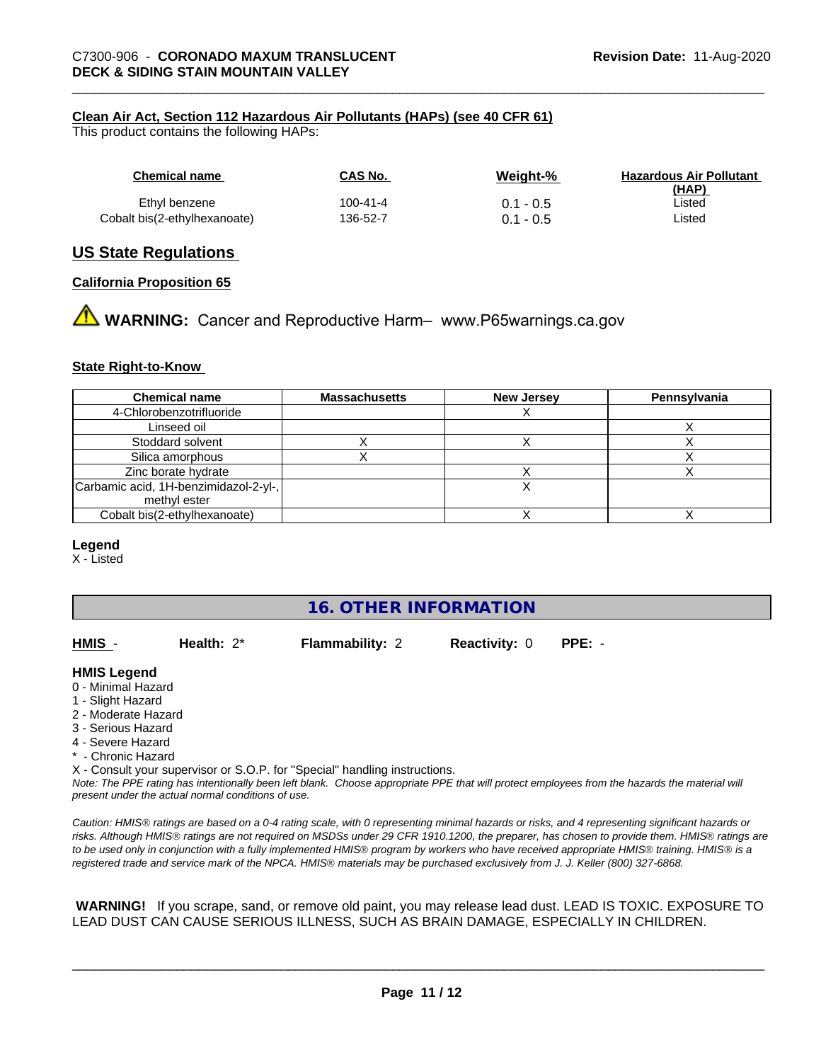**Clean Air Act, Section 112 Hazardous Air Pollutants (HAPs) (see 40 CFR 61)**

This product contains the following HAPs:

| Chemical name | CAS No. | Weight-% | Hazardous Air Pollutant (HAP) |
|---|---|---|---|
| Ethyl benzene | 100-41-4 | 0.1 - 0.5 | Listed |
| Cobalt bis(2-ethylhexanoate) | 136-52-7 | 0.1 - 0.5 | Listed |

## US State Regulations

**California Proposition 65**

**WARNING:** Cancer and Reproductive Harm– www.P65warnings.ca.gov

**State Right-to-Know**

| Chemical name | Massachusetts | New Jersey | Pennsylvania |
|---|---|---|---|
| 4-Chlorobenzotrifluoride | | X | |
| Linseed oil | | | X |
| Stoddard solvent | X | X | X |
| Silica amorphous | X | | X |
| Zinc borate hydrate | | X | X |
| Carbamic acid, 1H-benzimidazol-2-yl-, methyl ester | | X | |
| Cobalt bis(2-ethylhexanoate) | | X | X |

**Legend**

X - Listed

## 16. OTHER INFORMATION

**HMIS** - **Health:** 2* **Flammability:** 2 **Reactivity:** 0 **PPE:** -

**HMIS Legend**

0 - Minimal Hazard
1 - Slight Hazard
2 - Moderate Hazard
3 - Serious Hazard
4 - Severe Hazard
* - Chronic Hazard
X - Consult your supervisor or S.O.P. for "Special" handling instructions.

*Note: The PPE rating has intentionally been left blank. Choose appropriate PPE that will protect employees from the hazards the material will present under the actual normal conditions of use.*

*Caution: HMIS® ratings are based on a 0-4 rating scale, with 0 representing minimal hazards or risks, and 4 representing significant hazards or risks. Although HMIS® ratings are not required on MSDSs under 29 CFR 1910.1200, the preparer, has chosen to provide them. HMIS® ratings are to be used only in conjunction with a fully implemented HMIS® program by workers who have received appropriate HMIS® training. HMIS® is a registered trade and service mark of the NPCA. HMIS® materials may be purchased exclusively from J. J. Keller (800) 327-6868.*

**WARNING!** If you scrape, sand, or remove old paint, you may release lead dust. LEAD IS TOXIC. EXPOSURE TO LEAD DUST CAN CAUSE SERIOUS ILLNESS, SUCH AS BRAIN DAMAGE, ESPECIALLY IN CHILDREN.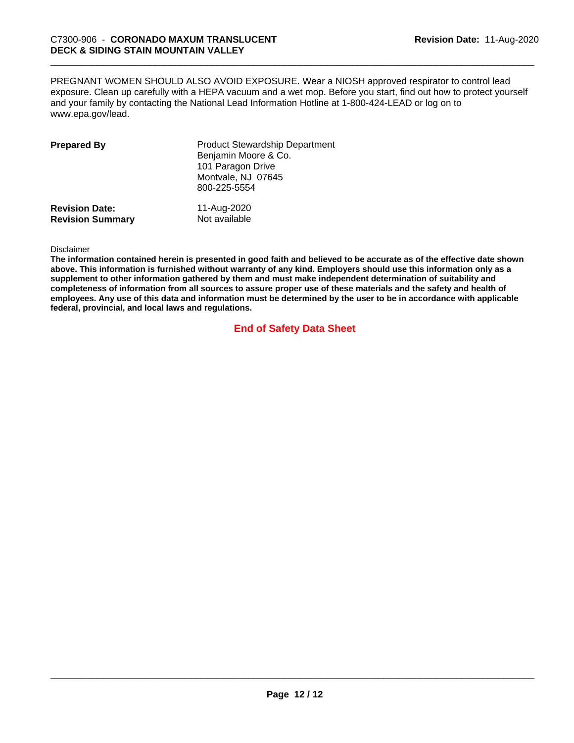PREGNANT WOMEN SHOULD ALSO AVOID EXPOSURE. Wear a NIOSH approved respirator to control lead exposure. Clean up carefully with a HEPA vacuum and a wet mop. Before you start, find out how to protect yourself and your family by contacting the National Lead Information Hotline at 1-800-424-LEAD or log on to www.epa.gov/lead.

| | |
|---|---|
| **Prepared By** | Product Stewardship Department<br>Benjamin Moore & Co.<br>101 Paragon Drive<br>Montvale, NJ 07645<br>800-225-5554 |
| **Revision Date:** | 11-Aug-2020 |
| **Revision Summary** | Not available |

Disclaimer

**The information contained herein is presented in good faith and believed to be accurate as of the effective date shown above. This information is furnished without warranty of any kind. Employers should use this information only as a supplement to other information gathered by them and must make independent determination of suitability and completeness of information from all sources to assure proper use of these materials and the safety and health of employees. Any use of this data and information must be determined by the user to be in accordance with applicable federal, provincial, and local laws and regulations.**

**End of Safety Data Sheet**